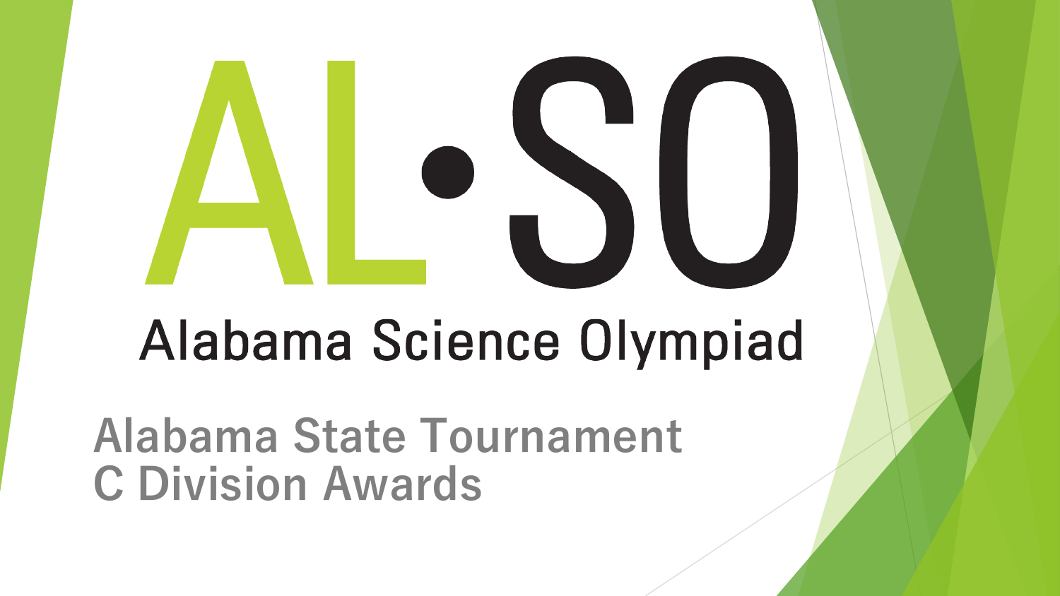# AL·SO

Alabama Science Olympiad

## Alabama State Tournament C Division Awards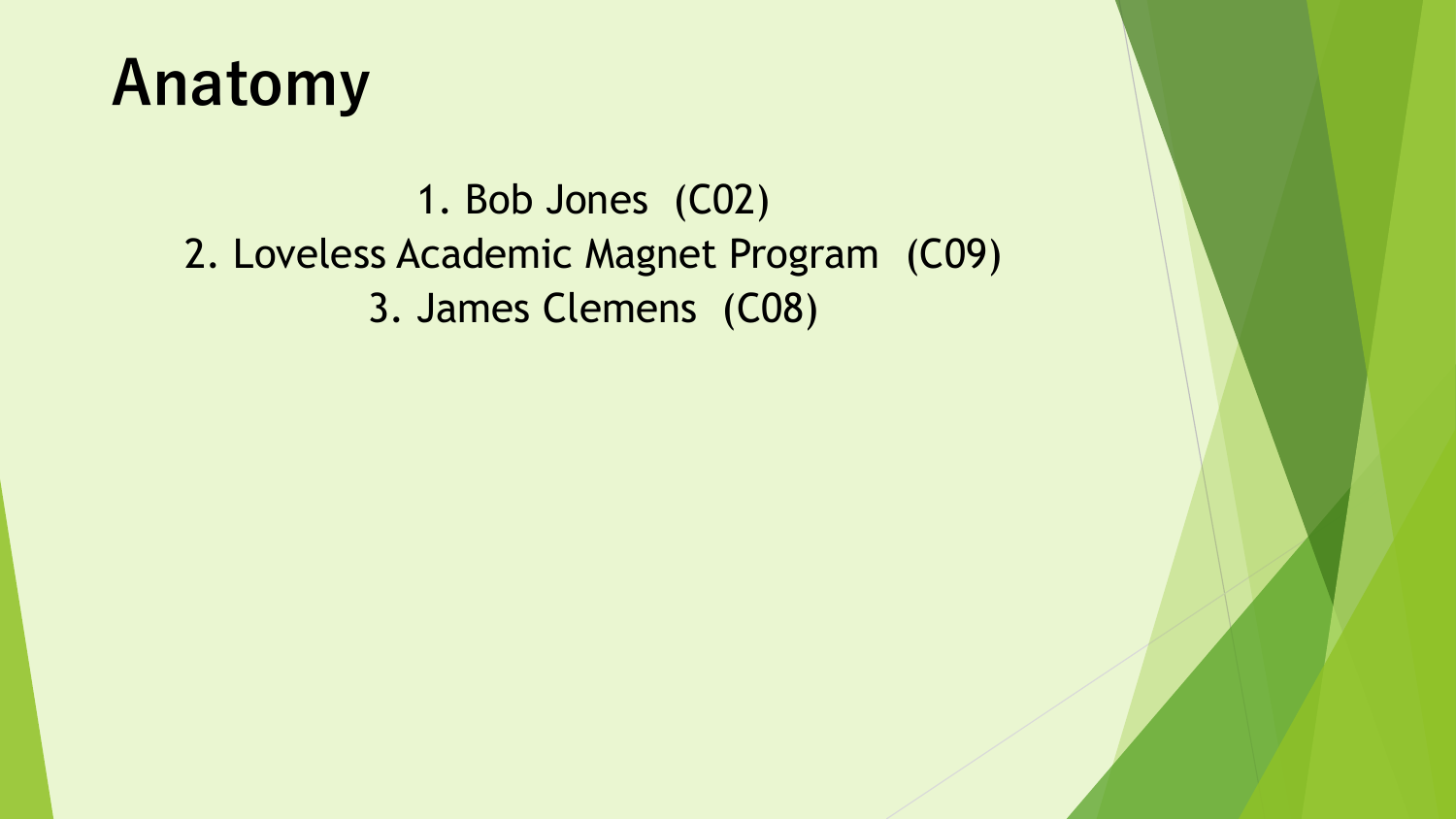# Anatomy

1. Bob Jones (C02)
2. Loveless Academic Magnet Program (C09)
3. James Clemens (C08)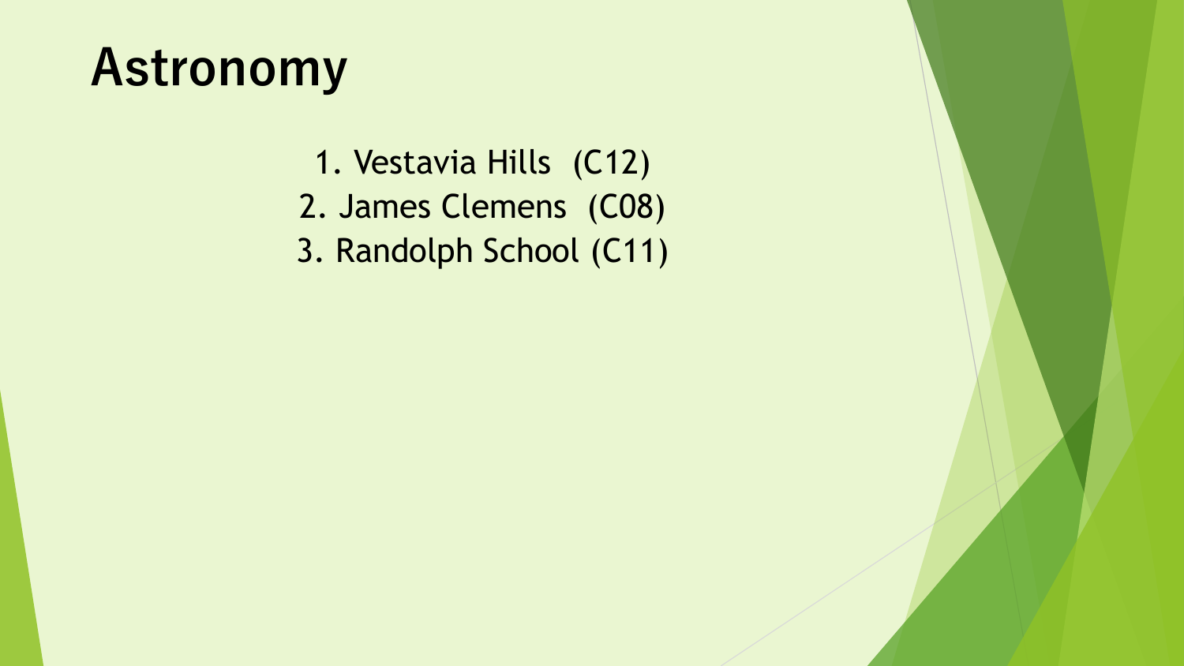# Astronomy

1. Vestavia Hills (C12)
2. James Clemens (C08)
3. Randolph School (C11)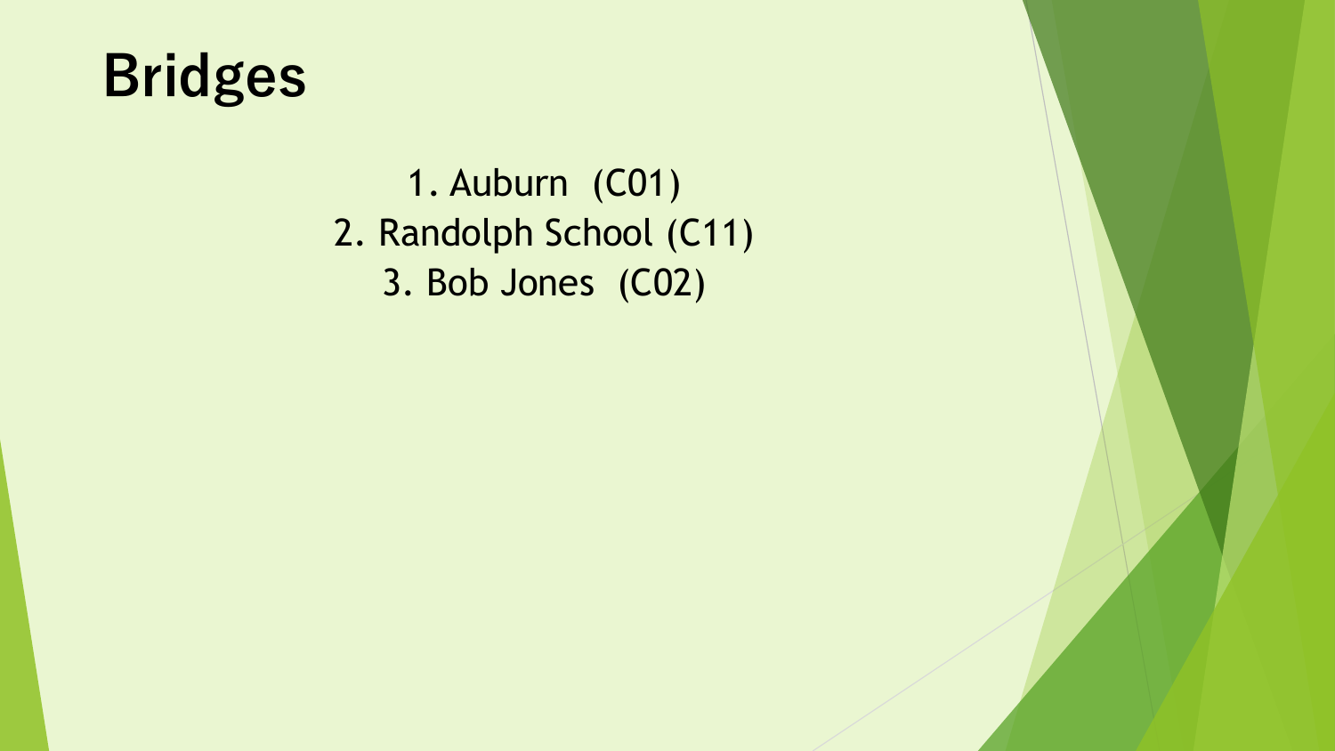# Bridges

1. Auburn (C01)
2. Randolph School (C11)
3. Bob Jones (C02)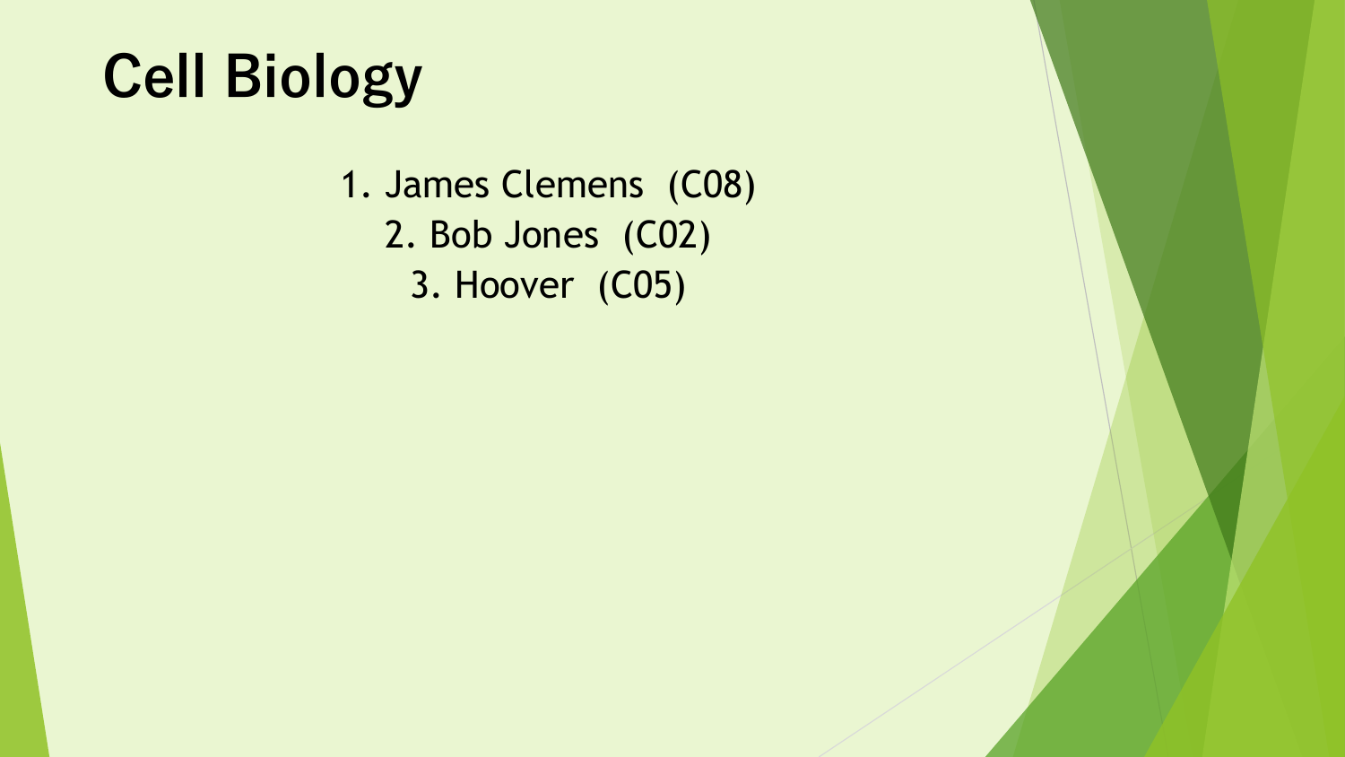# Cell Biology

1. James Clemens (C08)
2. Bob Jones (C02)
3. Hoover (C05)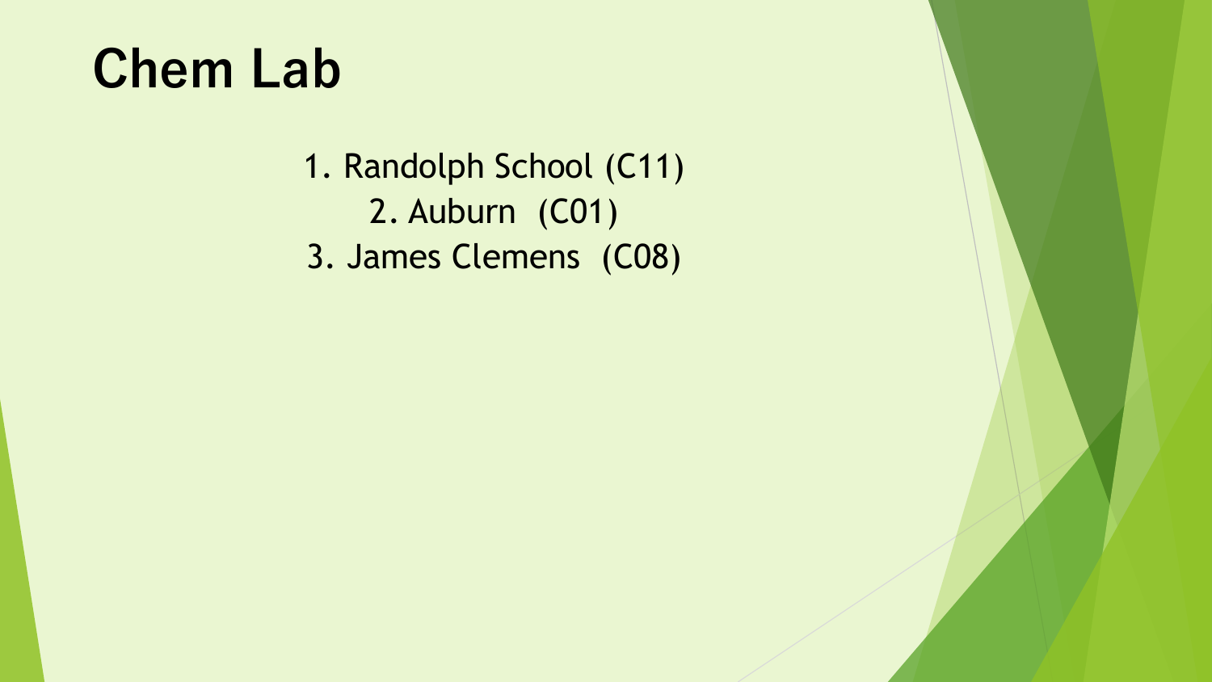# Chem Lab

1. Randolph School (C11)
2. Auburn (C01)
3. James Clemens (C08)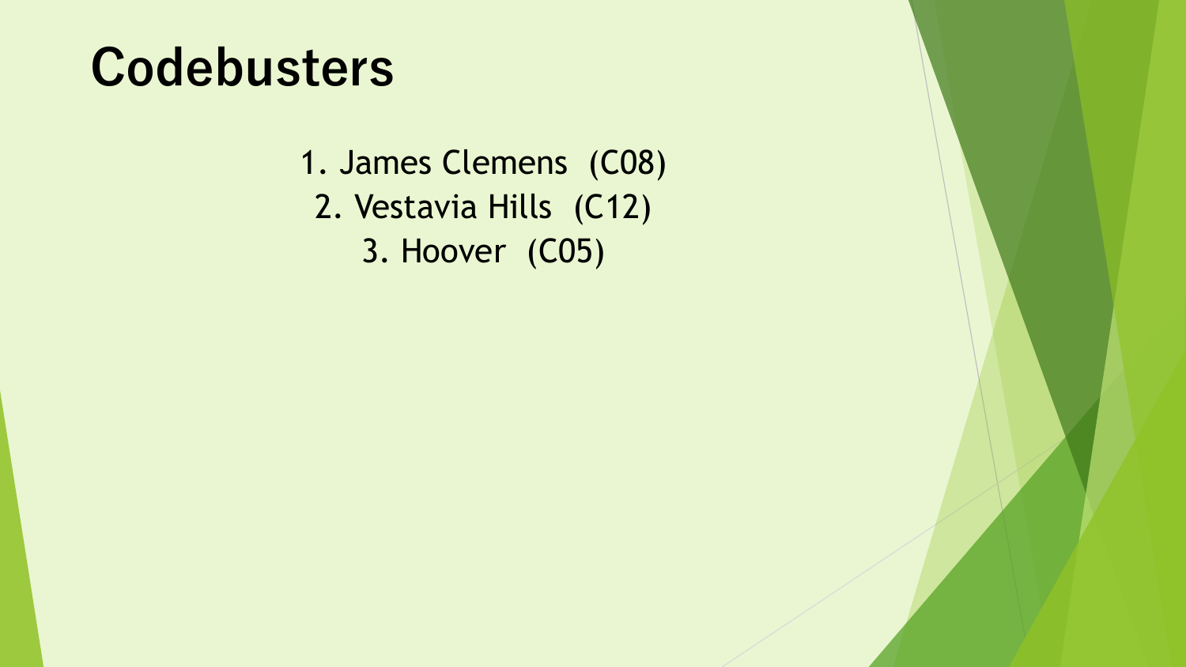# Codebusters

1. James Clemens (C08)
2. Vestavia Hills (C12)
3. Hoover (C05)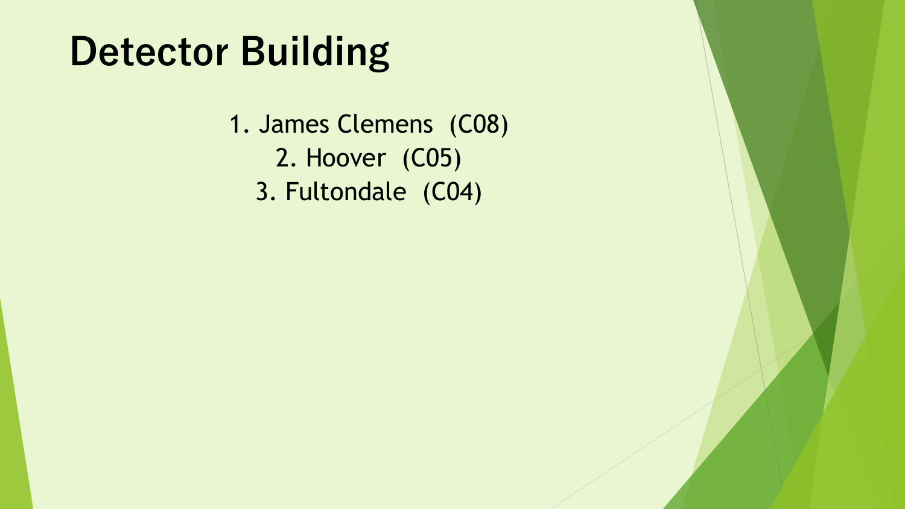# Detector Building

1. James Clemens (C08)
2. Hoover (C05)
3. Fultondale (C04)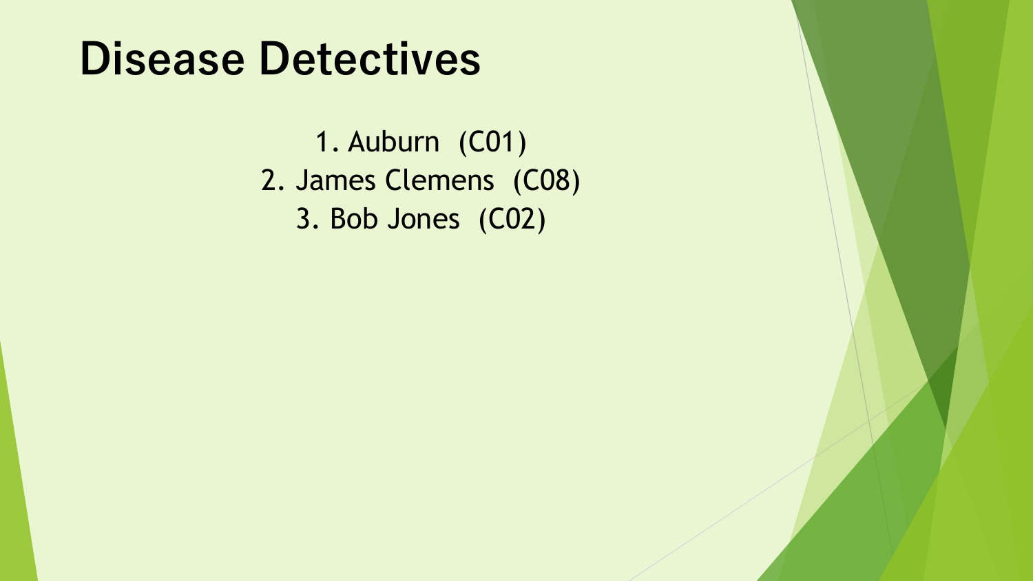# Disease Detectives

1. Auburn (C01)
2. James Clemens (C08)
3. Bob Jones (C02)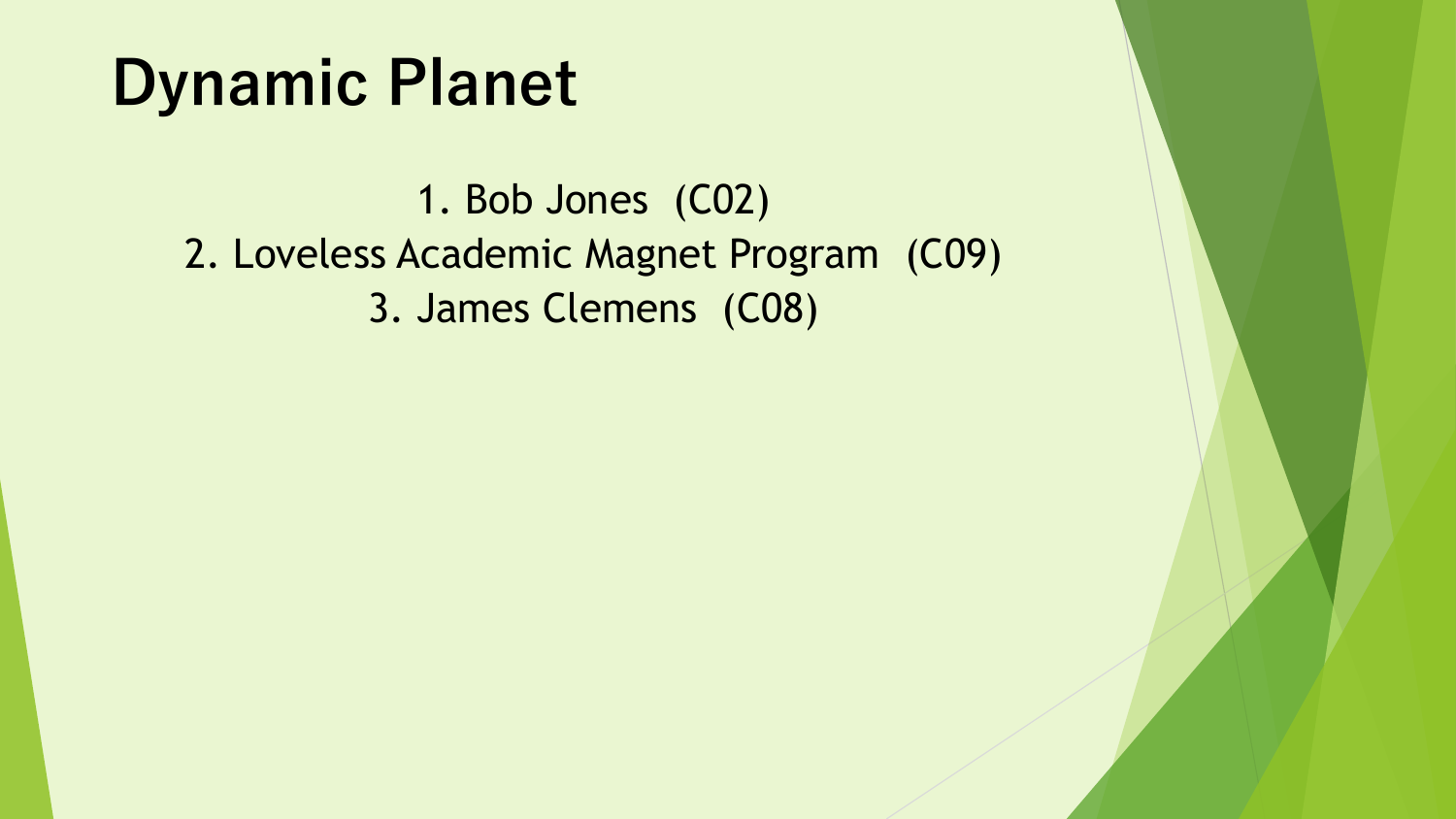# Dynamic Planet

1. Bob Jones (C02)
2. Loveless Academic Magnet Program (C09)
3. James Clemens (C08)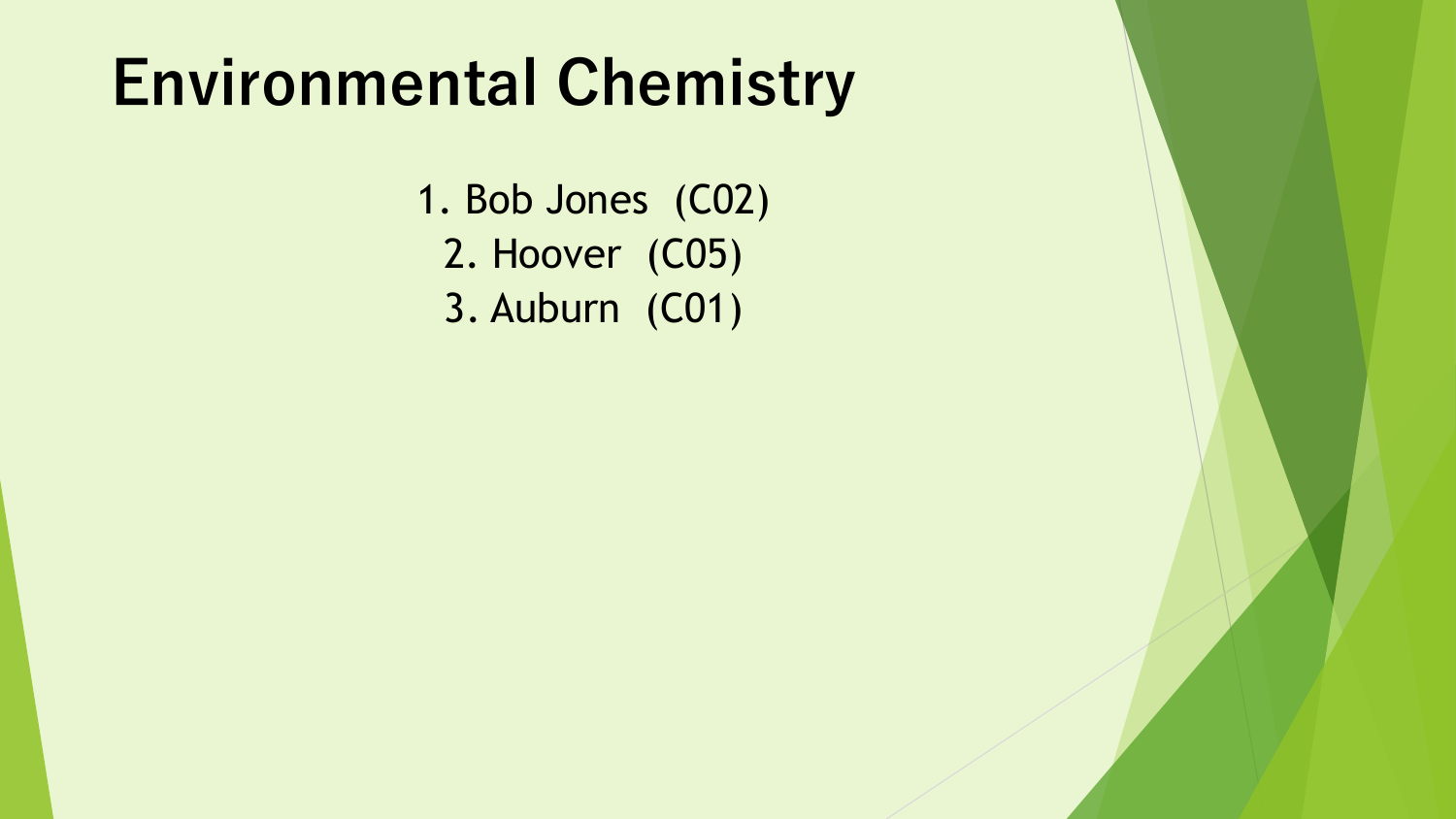# Environmental Chemistry

1. Bob Jones (C02)
2. Hoover (C05)
3. Auburn (C01)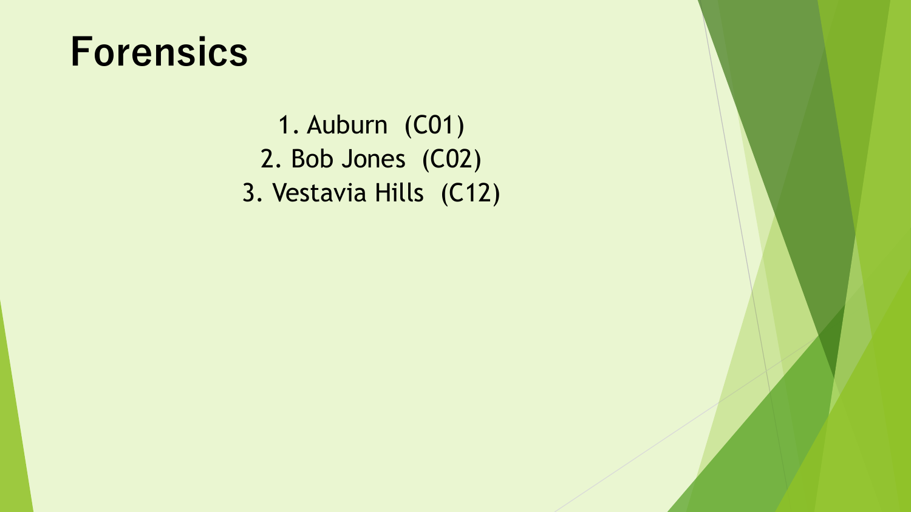# Forensics

1. Auburn (C01)
2. Bob Jones (C02)
3. Vestavia Hills (C12)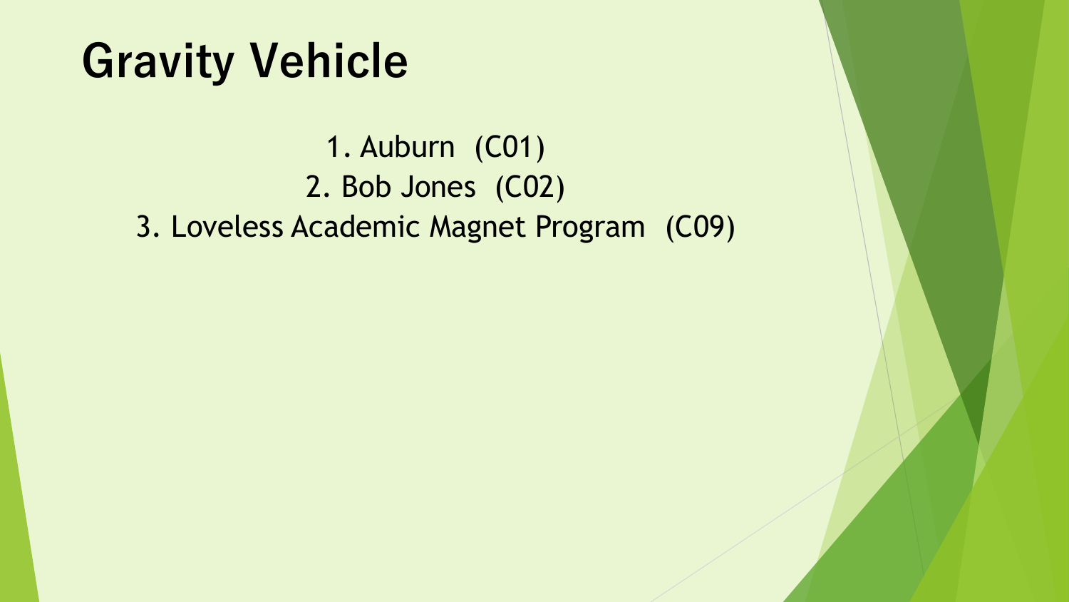# Gravity Vehicle

1. Auburn (C01)
2. Bob Jones (C02)
3. Loveless Academic Magnet Program (C09)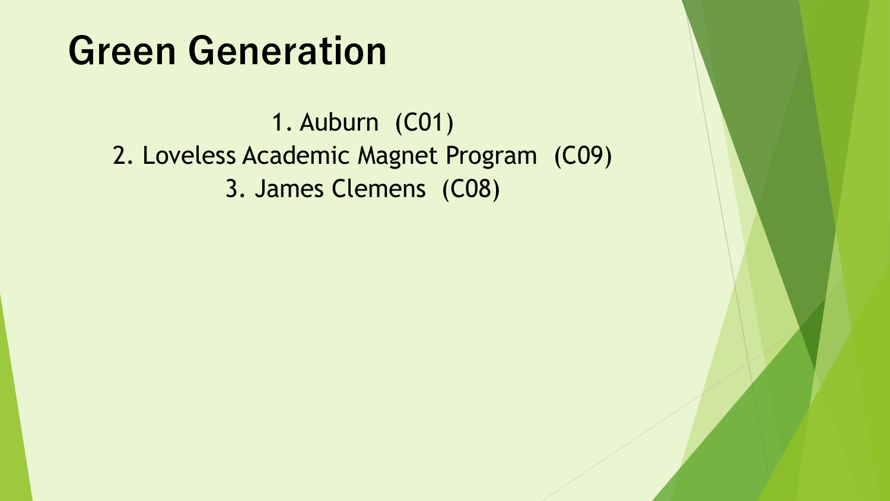# Green Generation

1. Auburn (C01)
2. Loveless Academic Magnet Program (C09)
3. James Clemens (C08)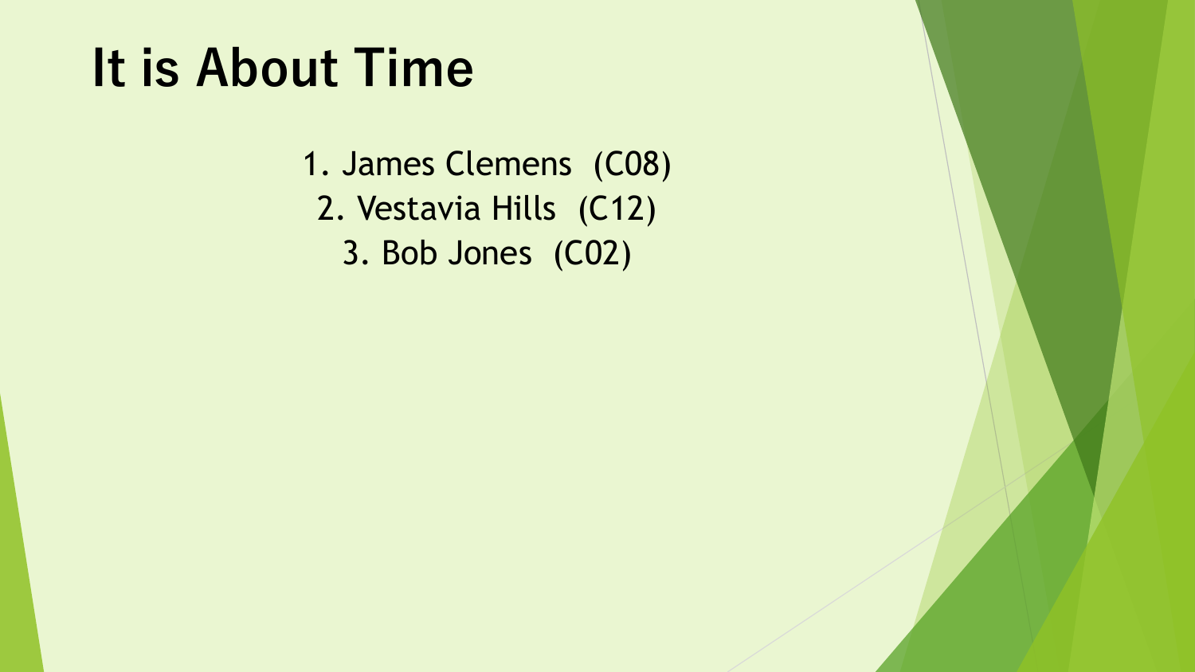# It is About Time

1. James Clemens (C08)
2. Vestavia Hills (C12)
3. Bob Jones (C02)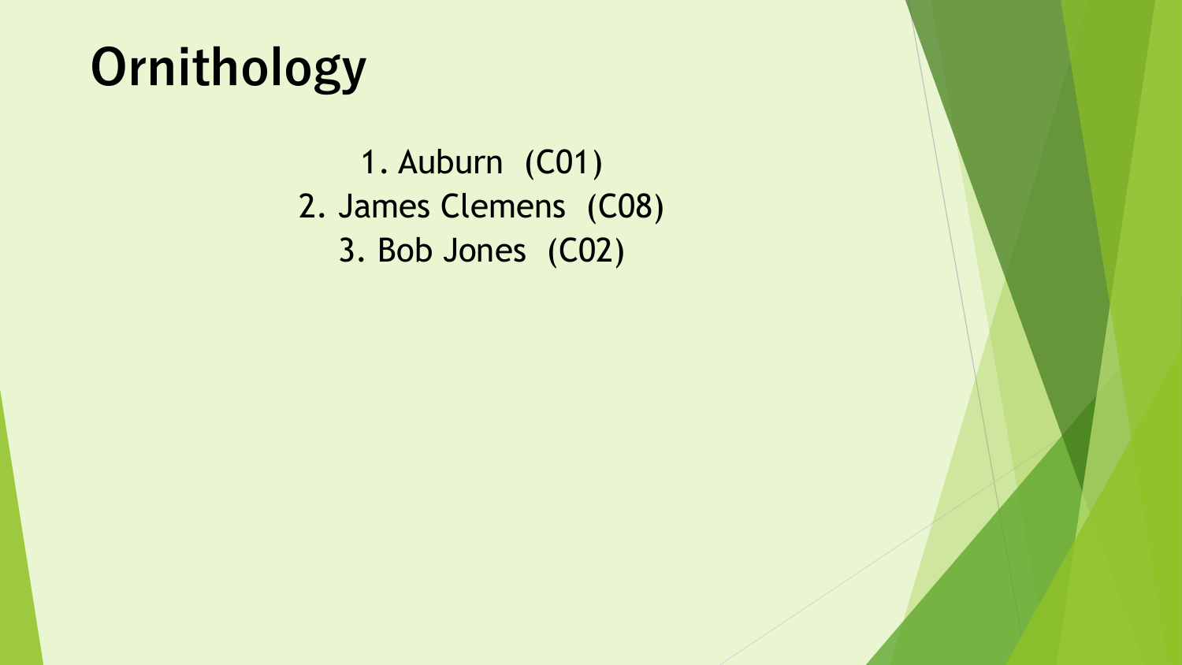# Ornithology

1. Auburn (C01)
2. James Clemens (C08)
3. Bob Jones (C02)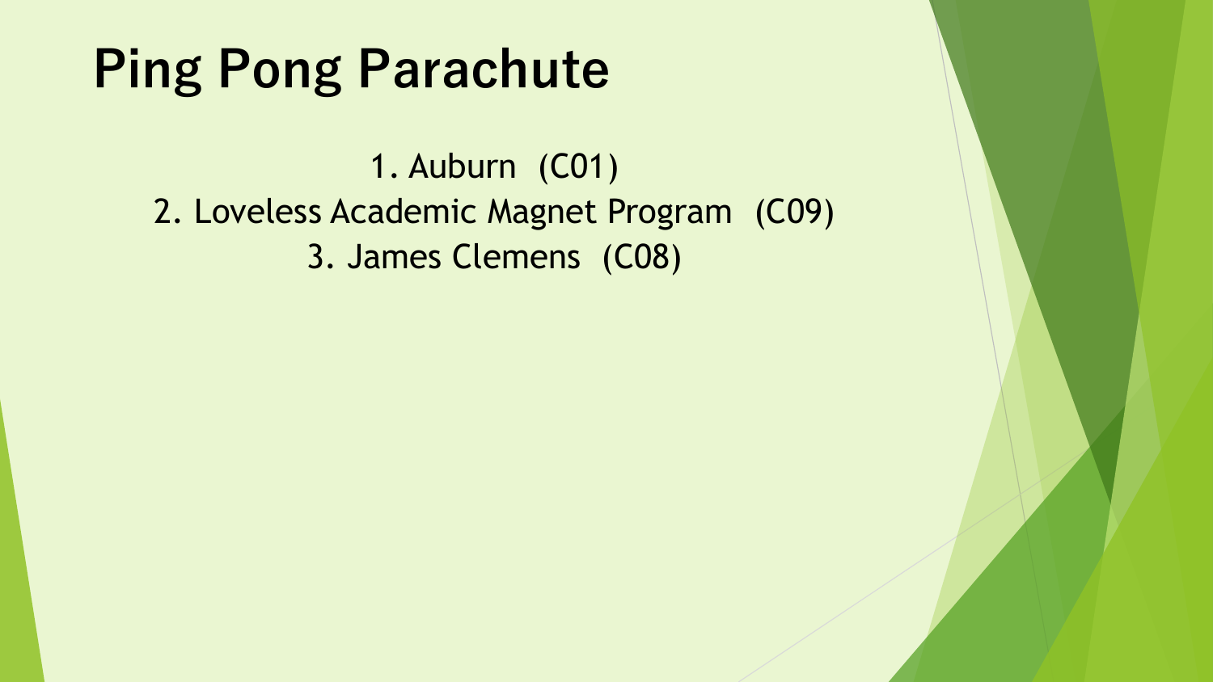# Ping Pong Parachute

1. Auburn (C01)
2. Loveless Academic Magnet Program (C09)
3. James Clemens (C08)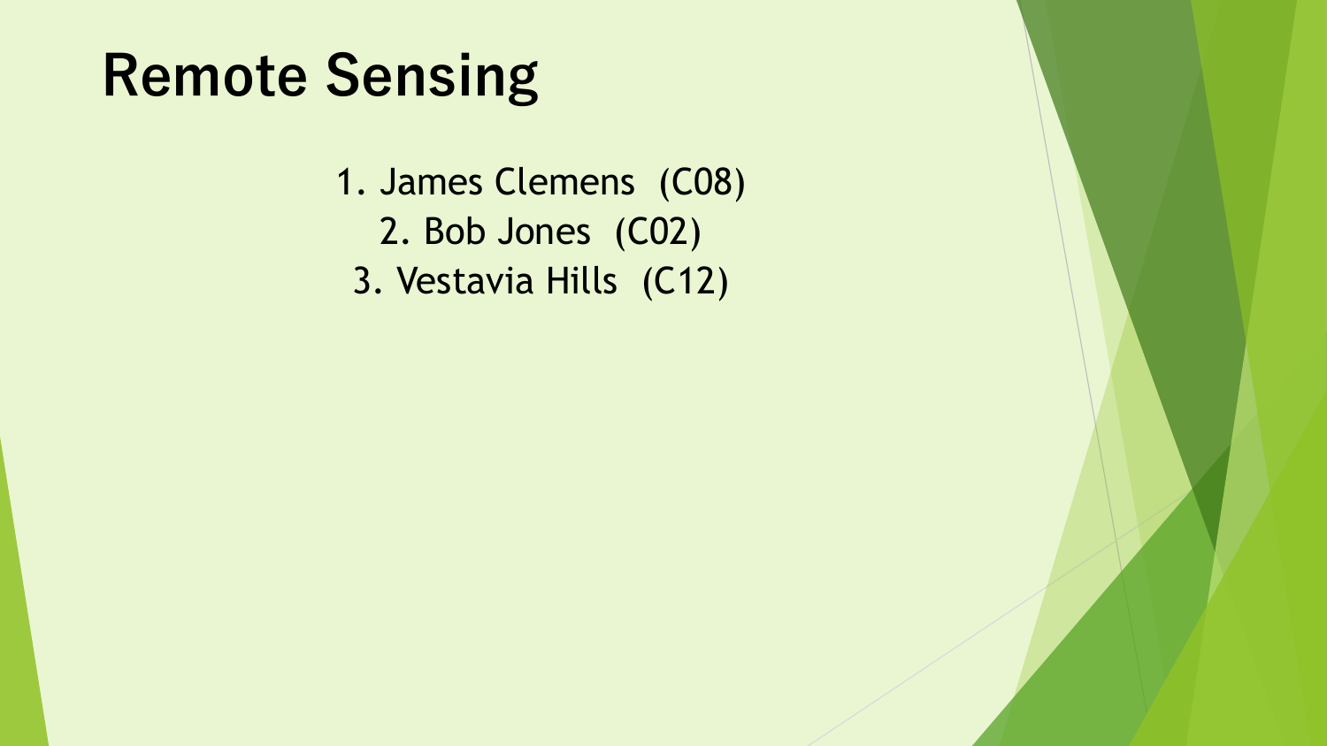# Remote Sensing

1. James Clemens (C08)
2. Bob Jones (C02)
3. Vestavia Hills (C12)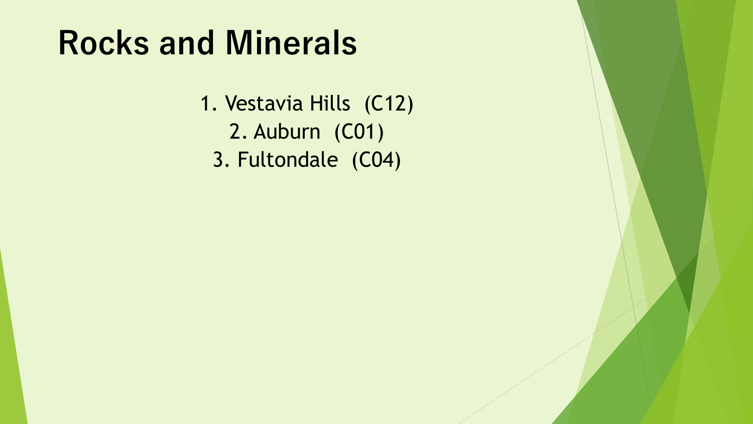# Rocks and Minerals

1. Vestavia Hills (C12)
2. Auburn (C01)
3. Fultondale (C04)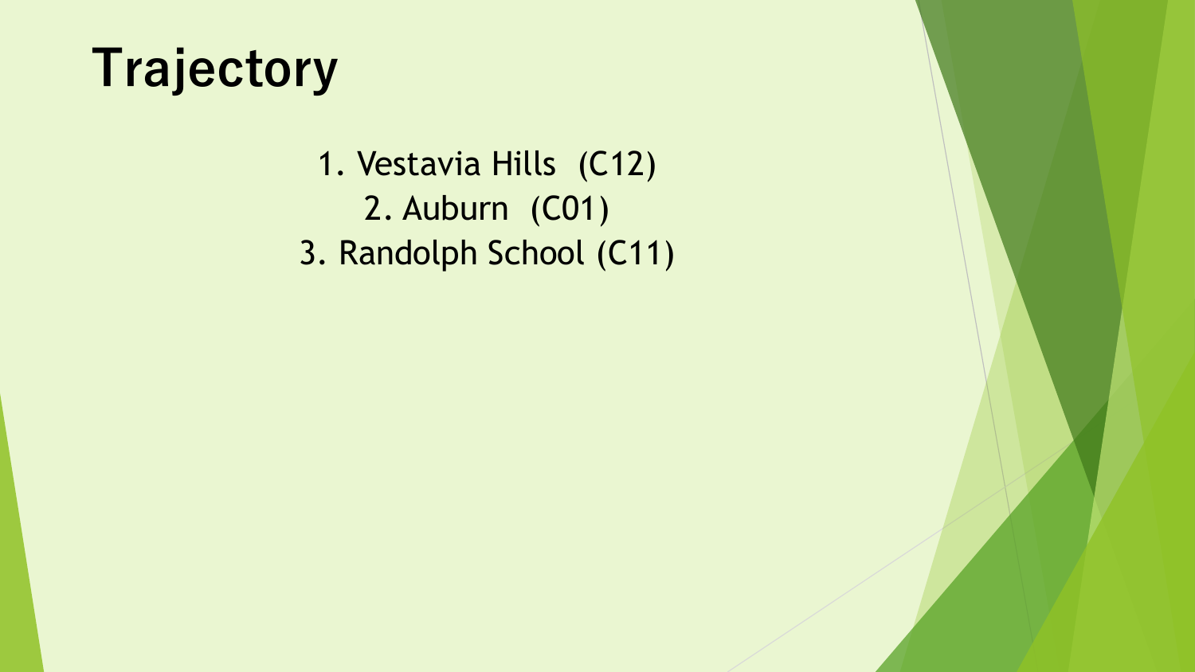# Trajectory

1. Vestavia Hills (C12)
2. Auburn (C01)
3. Randolph School (C11)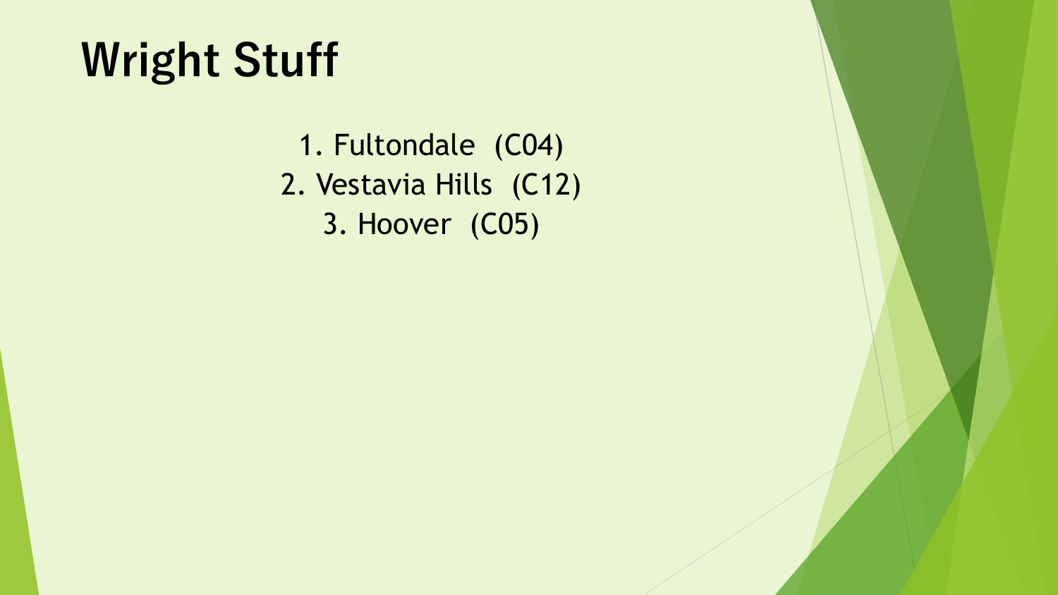# Wright Stuff

1. Fultondale (C04)
2. Vestavia Hills (C12)
3. Hoover (C05)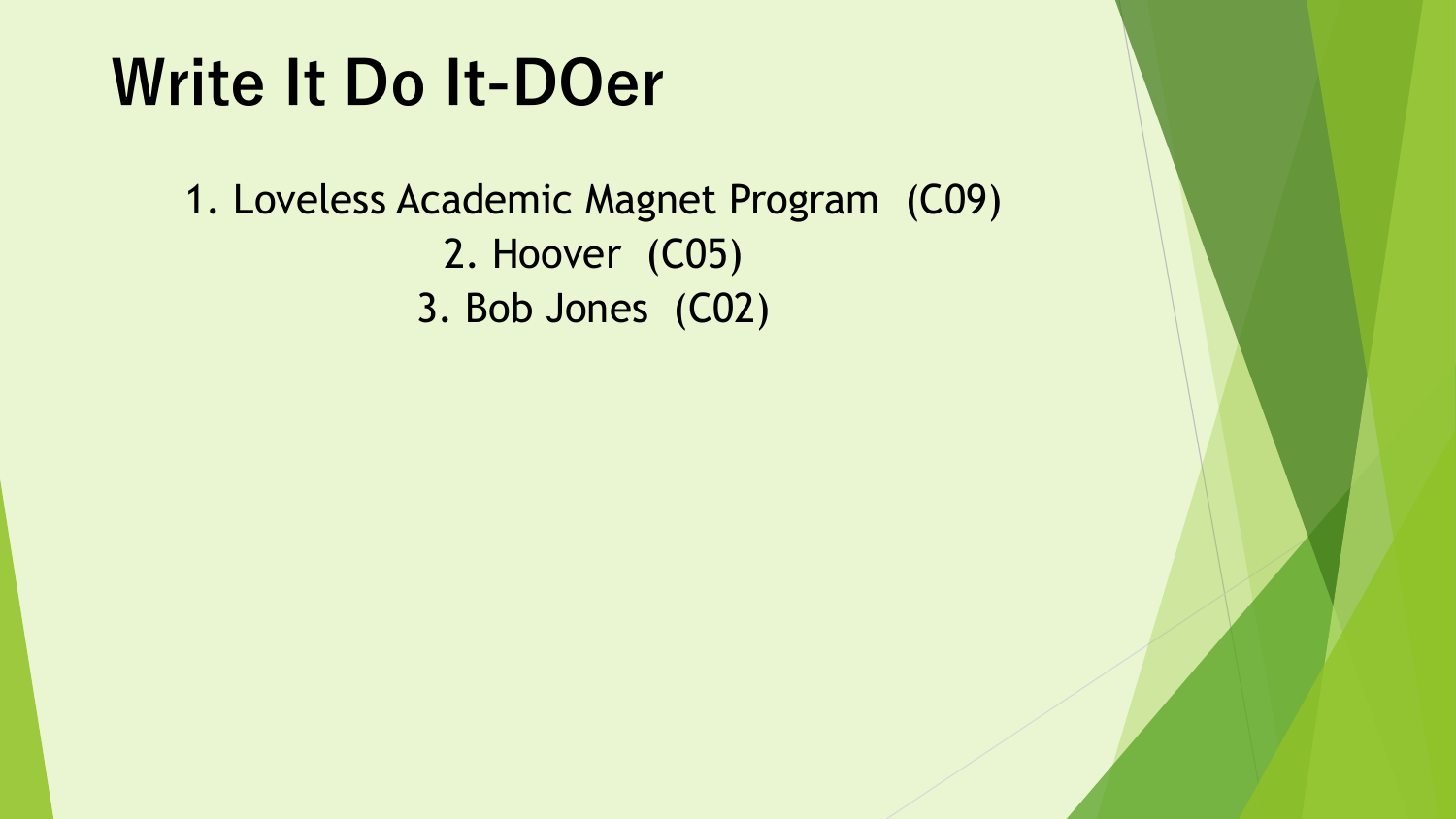# Write It Do It-DOer

1. Loveless Academic Magnet Program (C09)
2. Hoover (C05)
3. Bob Jones (C02)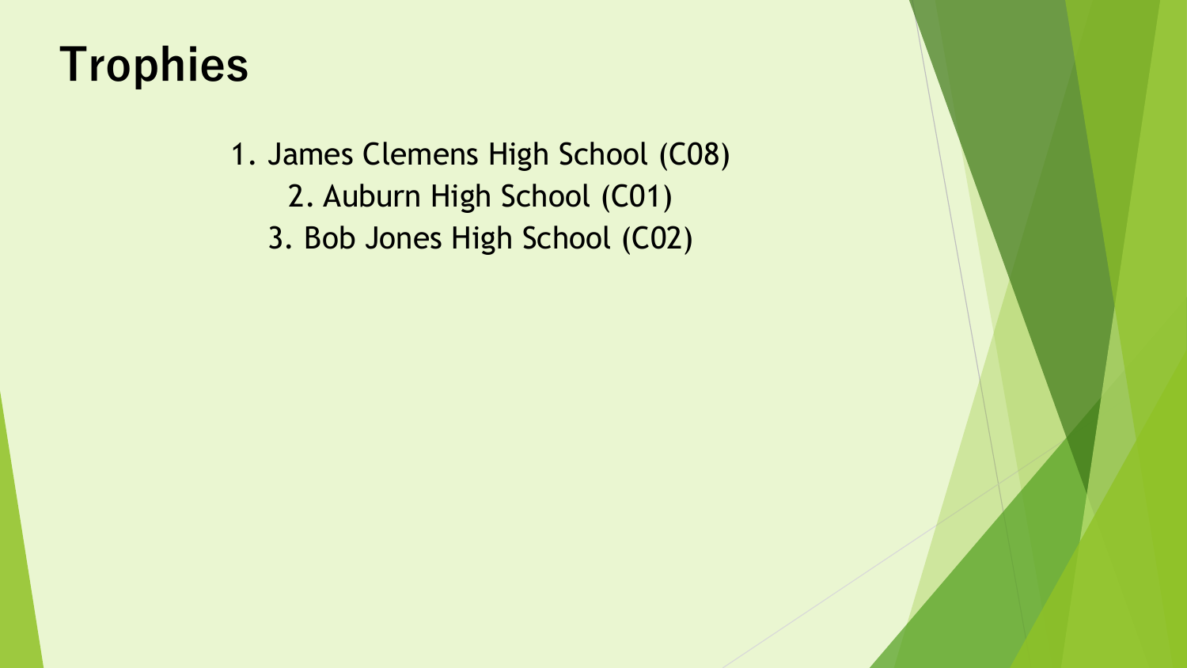# Trophies

1. James Clemens High School (C08)
2. Auburn High School (C01)
3. Bob Jones High School (C02)